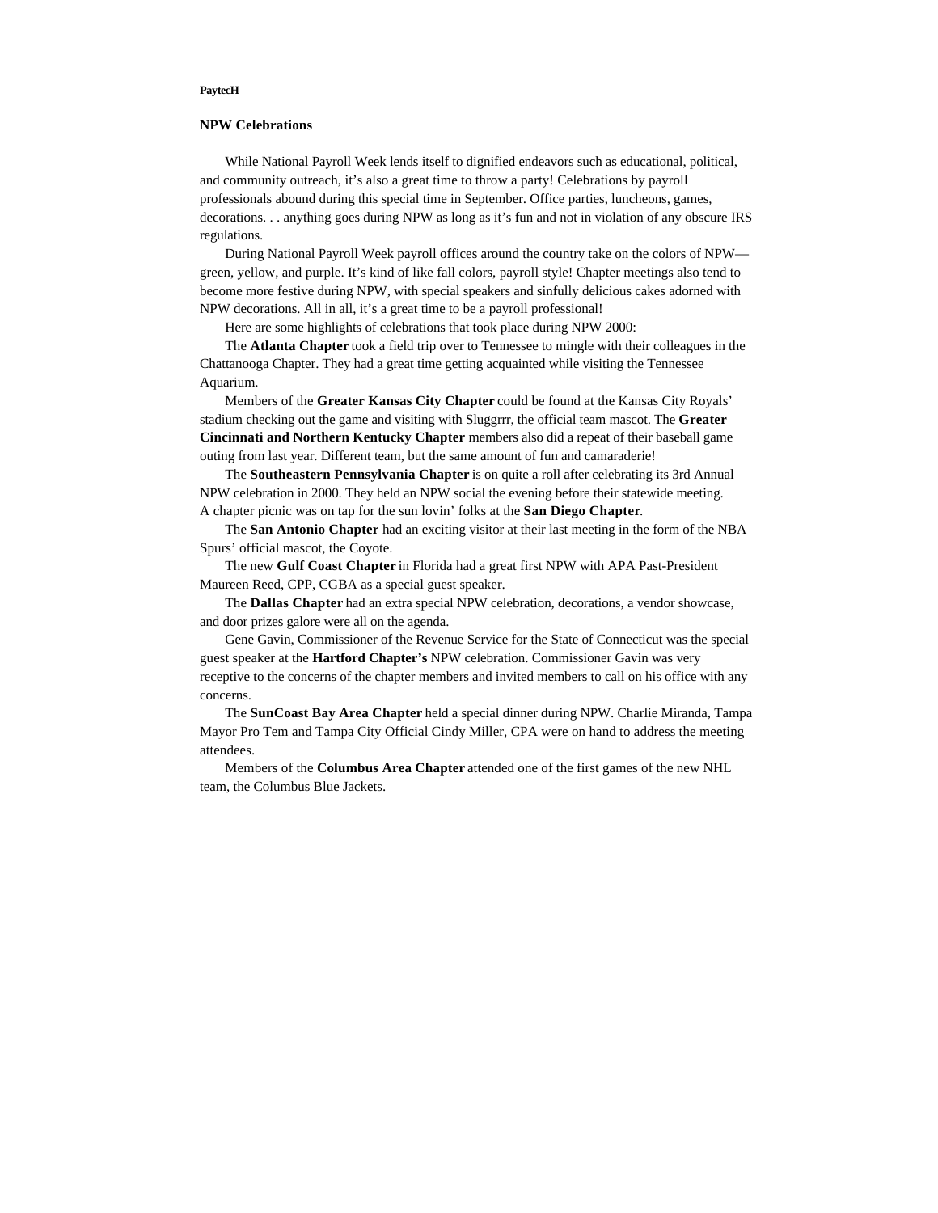**PaytecH**

## NPW Celebrations

While National Payroll Week lends itself to dignified endeavors such as educational, political, and community outreach, it's also a great time to throw a party! Celebrations by payroll professionals abound during this special time in September. Office parties, luncheons, games, decorations. . . anything goes during NPW as long as it's fun and not in violation of any obscure IRS regulations.

During National Payroll Week payroll offices around the country take on the colors of NPW—green, yellow, and purple. It's kind of like fall colors, payroll style! Chapter meetings also tend to become more festive during NPW, with special speakers and sinfully delicious cakes adorned with NPW decorations. All in all, it's a great time to be a payroll professional!

Here are some highlights of celebrations that took place during NPW 2000:

The **Atlanta Chapter** took a field trip over to Tennessee to mingle with their colleagues in the Chattanooga Chapter. They had a great time getting acquainted while visiting the Tennessee Aquarium.

Members of the **Greater Kansas City Chapter** could be found at the Kansas City Royals' stadium checking out the game and visiting with Sluggrrr, the official team mascot. The **Greater Cincinnati and Northern Kentucky Chapter** members also did a repeat of their baseball game outing from last year. Different team, but the same amount of fun and camaraderie!

The **Southeastern Pennsylvania Chapter** is on quite a roll after celebrating its 3rd Annual NPW celebration in 2000. They held an NPW social the evening before their statewide meeting. A chapter picnic was on tap for the sun lovin' folks at the **San Diego Chapter**.

The **San Antonio Chapter** had an exciting visitor at their last meeting in the form of the NBA Spurs' official mascot, the Coyote.

The new **Gulf Coast Chapter** in Florida had a great first NPW with APA Past-President Maureen Reed, CPP, CGBA as a special guest speaker.

The **Dallas Chapter** had an extra special NPW celebration, decorations, a vendor showcase, and door prizes galore were all on the agenda.

Gene Gavin, Commissioner of the Revenue Service for the State of Connecticut was the special guest speaker at the **Hartford Chapter's** NPW celebration. Commissioner Gavin was very receptive to the concerns of the chapter members and invited members to call on his office with any concerns.

The **SunCoast Bay Area Chapter** held a special dinner during NPW. Charlie Miranda, Tampa Mayor Pro Tem and Tampa City Official Cindy Miller, CPA were on hand to address the meeting attendees.

Members of the **Columbus Area Chapter** attended one of the first games of the new NHL team, the Columbus Blue Jackets.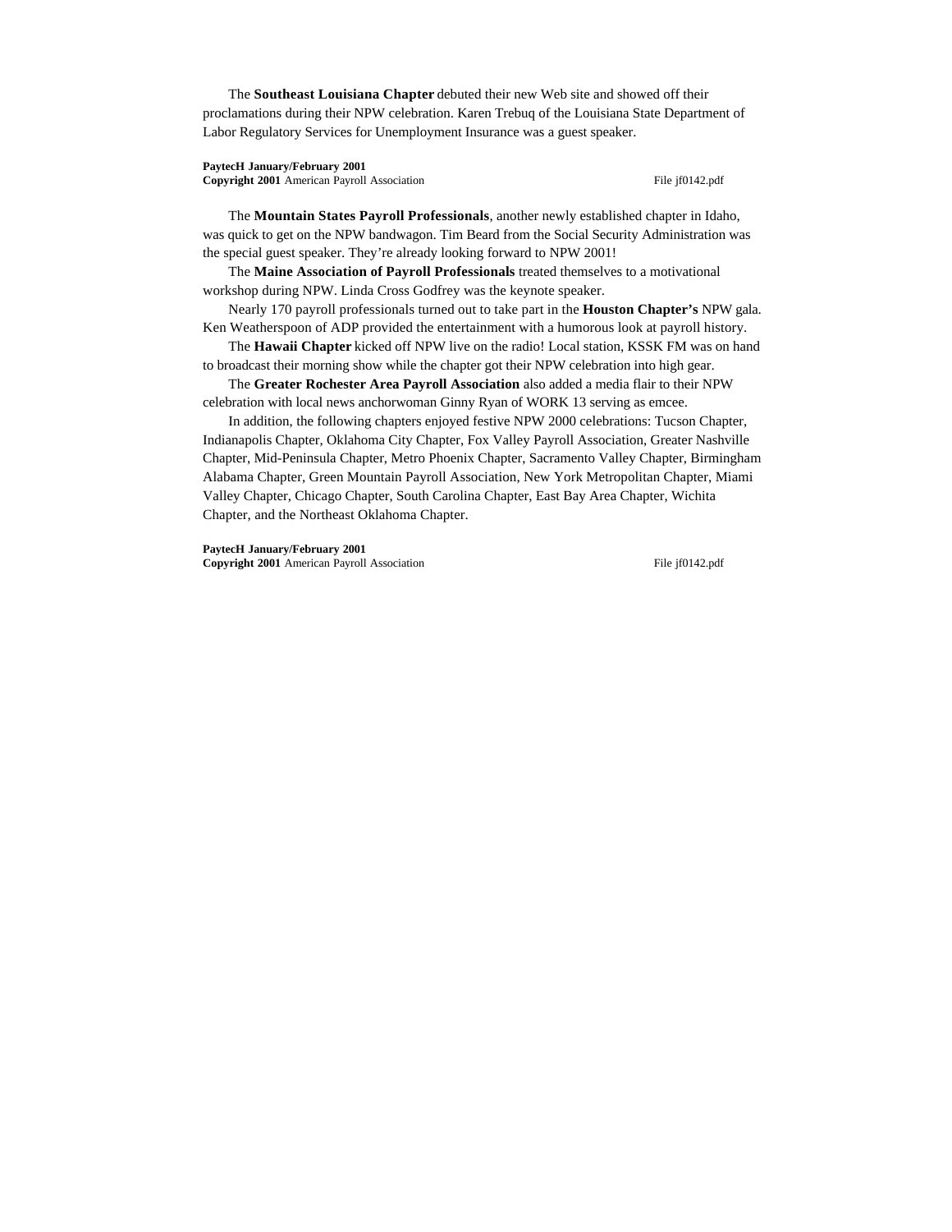The **Southeast Louisiana Chapter** debuted their new Web site and showed off their proclamations during their NPW celebration. Karen Trebuq of the Louisiana State Department of Labor Regulatory Services for Unemployment Insurance was a guest speaker.

The **Mountain States Payroll Professionals**, another newly established chapter in Idaho, was quick to get on the NPW bandwagon. Tim Beard from the Social Security Administration was the special guest speaker. They're already looking forward to NPW 2001!

The **Maine Association of Payroll Professionals** treated themselves to a motivational workshop during NPW. Linda Cross Godfrey was the keynote speaker.

Nearly 170 payroll professionals turned out to take part in the **Houston Chapter's** NPW gala. Ken Weatherspoon of ADP provided the entertainment with a humorous look at payroll history.

The **Hawaii Chapter** kicked off NPW live on the radio! Local station, KSSK FM was on hand to broadcast their morning show while the chapter got their NPW celebration into high gear.

The **Greater Rochester Area Payroll Association** also added a media flair to their NPW celebration with local news anchorwoman Ginny Ryan of WORK 13 serving as emcee.

In addition, the following chapters enjoyed festive NPW 2000 celebrations: Tucson Chapter, Indianapolis Chapter, Oklahoma City Chapter, Fox Valley Payroll Association, Greater Nashville Chapter, Mid-Peninsula Chapter, Metro Phoenix Chapter, Sacramento Valley Chapter, Birmingham Alabama Chapter, Green Mountain Payroll Association, New York Metropolitan Chapter, Miami Valley Chapter, Chicago Chapter, South Carolina Chapter, East Bay Area Chapter, Wichita Chapter, and the Northeast Oklahoma Chapter.